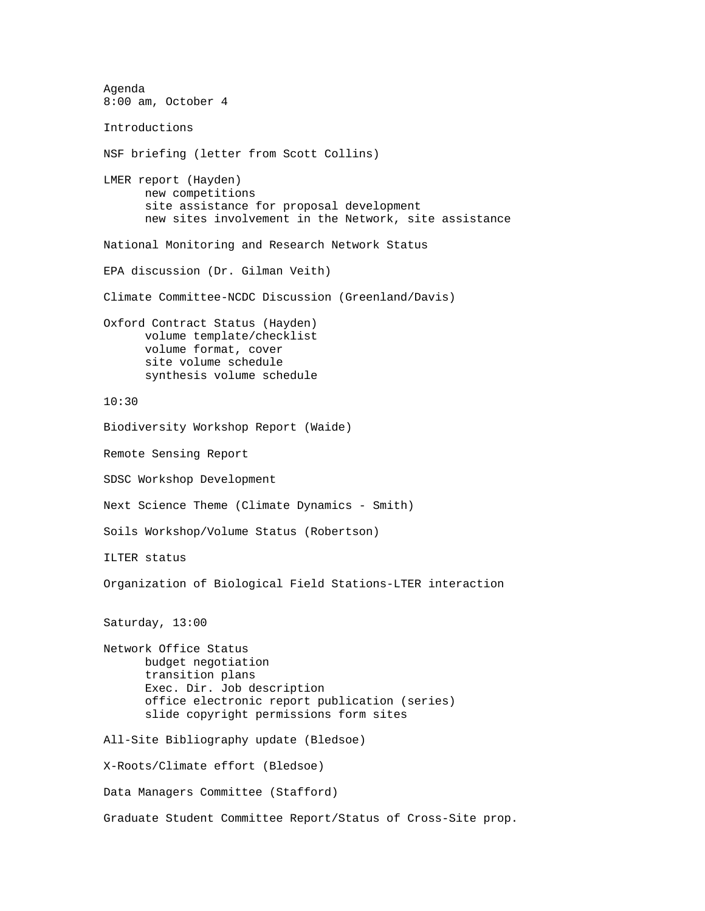Agenda
8:00 am, October 4

Introductions

NSF briefing (letter from Scott Collins)

LMER report (Hayden)

- new competitions
- site assistance for proposal development
- new sites involvement in the Network, site assistance

National Monitoring and Research Network Status

EPA discussion (Dr. Gilman Veith)

Climate Committee-NCDC Discussion (Greenland/Davis)

Oxford Contract Status (Hayden)

- volume template/checklist
- volume format, cover
- site volume schedule
- synthesis volume schedule

10:30

Biodiversity Workshop Report (Waide)

Remote Sensing Report

SDSC Workshop Development

Next Science Theme (Climate Dynamics - Smith)

Soils Workshop/Volume Status (Robertson)

ILTER status

Organization of Biological Field Stations-LTER interaction

Saturday, 13:00

Network Office Status

- budget negotiation
- transition plans
- Exec. Dir. Job description
- office electronic report publication (series)
- slide copyright permissions form sites

All-Site Bibliography update (Bledsoe)

X-Roots/Climate effort (Bledsoe)

Data Managers Committee (Stafford)

Graduate Student Committee Report/Status of Cross-Site prop.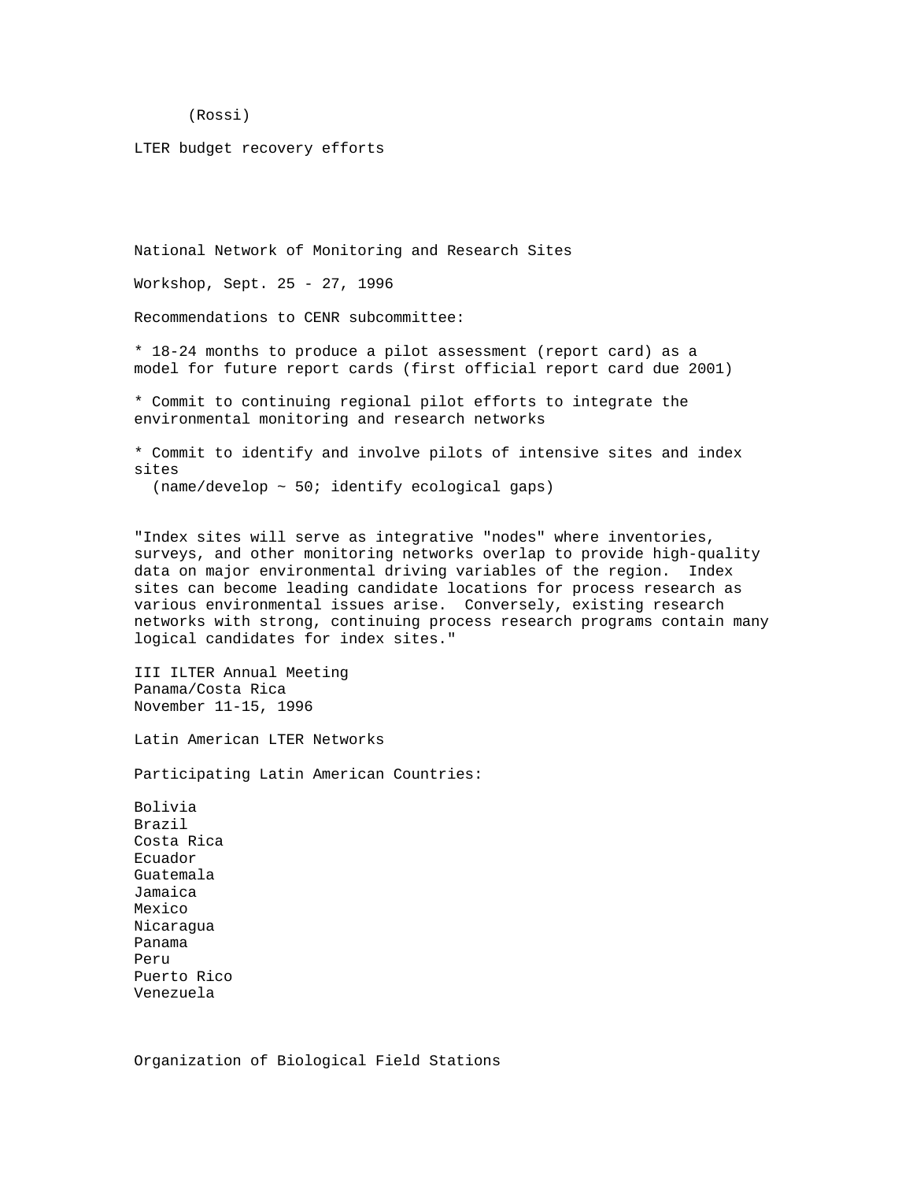(Rossi)

LTER budget recovery efforts

National Network of Monitoring and Research Sites

Workshop, Sept. 25 - 27, 1996

Recommendations to CENR subcommittee:

* 18-24 months to produce a pilot assessment (report card) as a model for future report cards (first official report card due 2001)

* Commit to continuing regional pilot efforts to integrate the environmental monitoring and research networks

* Commit to identify and involve pilots of intensive sites and index sites
  (name/develop ~ 50; identify ecological gaps)

"Index sites will serve as integrative "nodes" where inventories, surveys, and other monitoring networks overlap to provide high-quality data on major environmental driving variables of the region. Index sites can become leading candidate locations for process research as various environmental issues arise. Conversely, existing research networks with strong, continuing process research programs contain many logical candidates for index sites."

III ILTER Annual Meeting
Panama/Costa Rica
November 11-15, 1996

Latin American LTER Networks

Participating Latin American Countries:

Bolivia
Brazil
Costa Rica
Ecuador
Guatemala
Jamaica
Mexico
Nicaragua
Panama
Peru
Puerto Rico
Venezuela

Organization of Biological Field Stations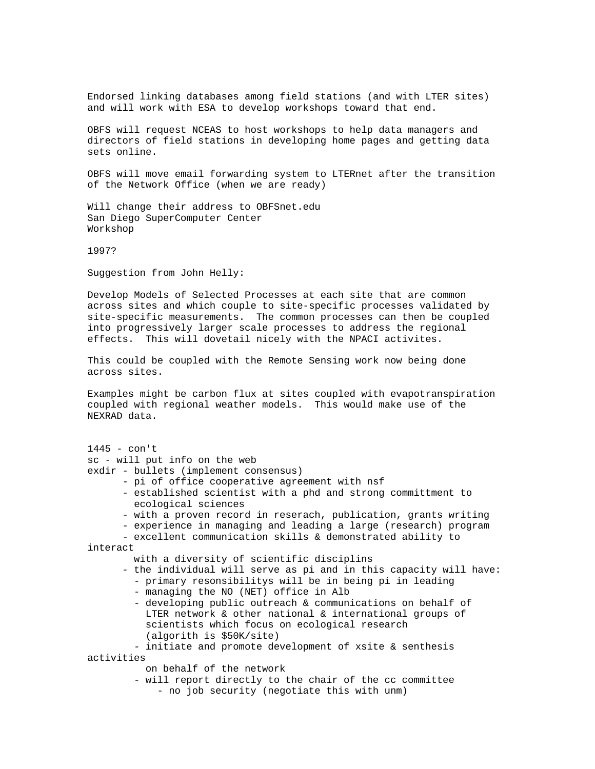Endorsed linking databases among field stations (and with LTER sites) and will work with ESA to develop workshops toward that end.

OBFS will request NCEAS to host workshops to help data managers and directors of field stations in developing home pages and getting data sets online.

OBFS will move email forwarding system to LTERnet after the transition of the Network Office (when we are ready)

Will change their address to OBFSnet.edu
San Diego SuperComputer Center
Workshop

1997?

Suggestion from John Helly:

Develop Models of Selected Processes at each site that are common across sites and which couple to site-specific processes validated by site-specific measurements. The common processes can then be coupled into progressively larger scale processes to address the regional effects. This will dovetail nicely with the NPACI activites.

This could be coupled with the Remote Sensing work now being done across sites.

Examples might be carbon flux at sites coupled with evapotranspiration coupled with regional weather models. This would make use of the NEXRAD data.

```
1445 - con't
sc - will put info on the web
exdir - bullets (implement consensus)
      - pi of office cooperative agreement with nsf
      - established scientist with a phd and strong committment to
        ecological sciences
      - with a proven record in reserach, publication, grants writing
      - experience in managing and leading a large (research) program
      - excellent communication skills & demonstrated ability to
interact
        with a diversity of scientific disciplins
      - the individual will serve as pi and in this capacity will have:
        - primary resonsibilitys will be in being pi in leading
        - managing the NO (NET) office in Alb
        - developing public outreach & communications on behalf of
          LTER network & other national & international groups of
          scientists which focus on ecological research
          (algorith is $50K/site)
        - initiate and promote development of xsite & senthesis
activities
          on behalf of the network
        - will report directly to the chair of the cc committee
            - no job security (negotiate this with unm)
```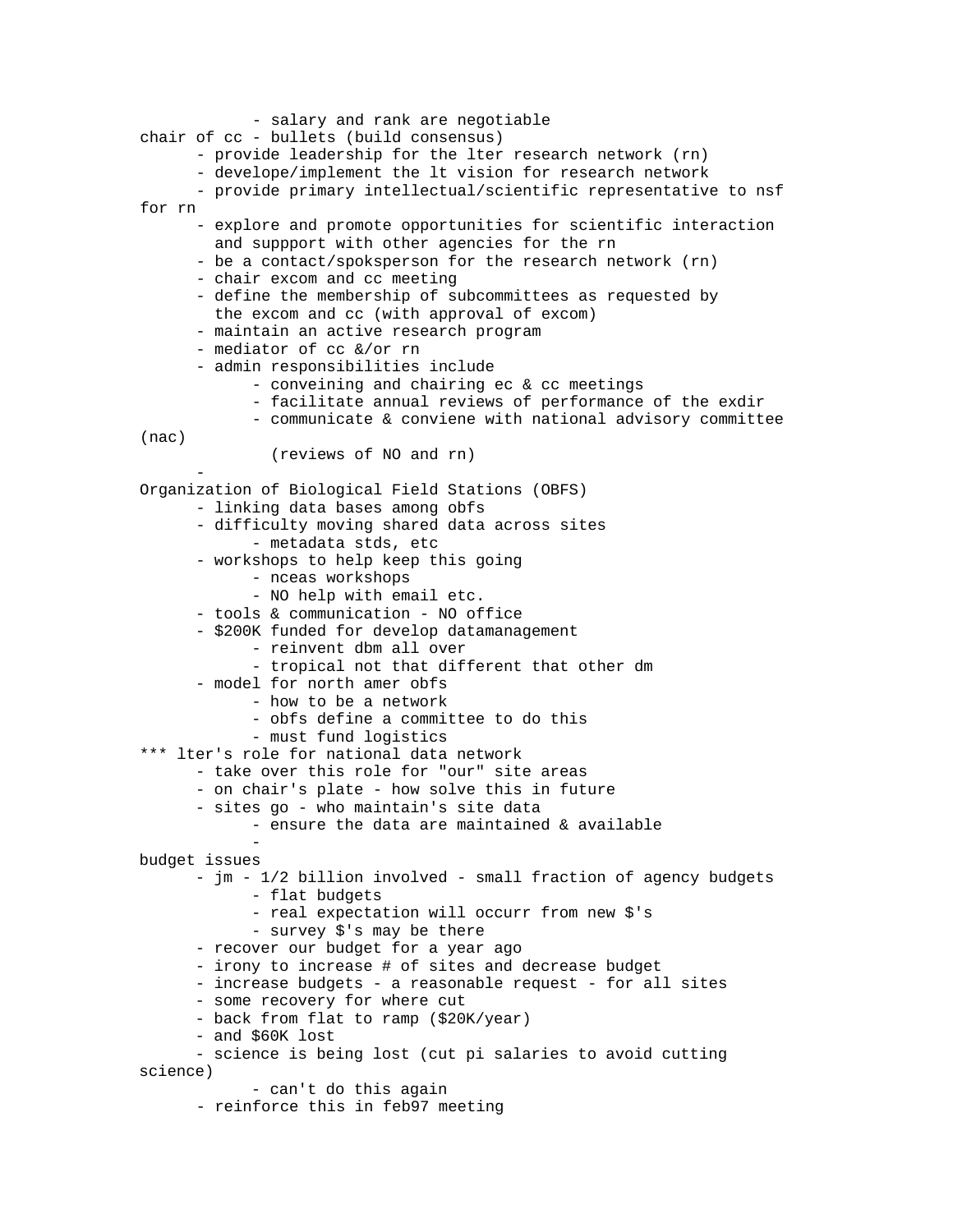```
            - salary and rank are negotiable
chair of cc - bullets (build consensus)
      - provide leadership for the lter research network (rn)
      - develope/implement the lt vision for research network
      - provide primary intellectual/scientific representative to nsf
for rn
      - explore and promote opportunities for scientific interaction
        and suppport with other agencies for the rn
      - be a contact/spoksperson for the research network (rn)
      - chair excom and cc meeting
      - define the membership of subcommittees as requested by
        the excom and cc (with approval of excom)
      - maintain an active research program
      - mediator of cc &/or rn
      - admin responsibilities include
            - conveining and chairing ec & cc meetings
            - facilitate annual reviews of performance of the exdir
            - communicate & conviene with national advisory committee
(nac)
              (reviews of NO and rn)
      -
Organization of Biological Field Stations (OBFS)
      - linking data bases among obfs
      - difficulty moving shared data across sites
            - metadata stds, etc
      - workshops to help keep this going
            - nceas workshops
            - NO help with email etc.
      - tools & communication - NO office
      - $200K funded for develop datamanagement
            - reinvent dbm all over
            - tropical not that different that other dm
      - model for north amer obfs
            - how to be a network
            - obfs define a committee to do this
            - must fund logistics
*** lter's role for national data network
      - take over this role for "our" site areas
      - on chair's plate - how solve this in future
      - sites go - who maintain's site data
            - ensure the data are maintained & available
            -
budget issues
      - jm - 1/2 billion involved - small fraction of agency budgets
            - flat budgets
            - real expectation will occurr from new $'s
            - survey $'s may be there
      - recover our budget for a year ago
      - irony to increase # of sites and decrease budget
      - increase budgets - a reasonable request - for all sites
      - some recovery for where cut
      - back from flat to ramp ($20K/year)
      - and $60K lost
      - science is being lost (cut pi salaries to avoid cutting
science)
            - can't do this again
      - reinforce this in feb97 meeting
```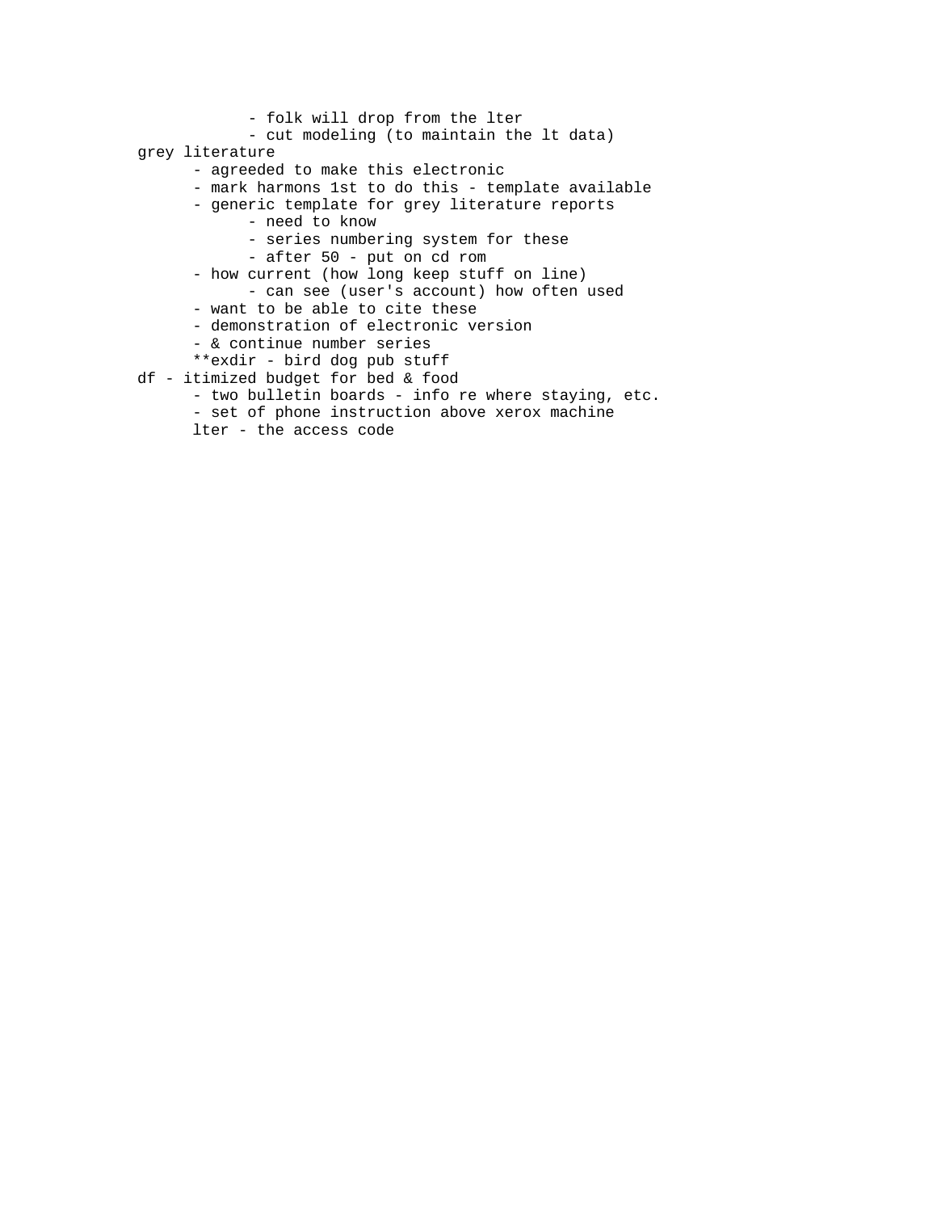- folk will drop from the lter
  - cut modeling (to maintain the lt data)

grey literature
- agreeded to make this electronic
- mark harmons 1st to do this - template available
- generic template for grey literature reports
  - need to know
  - series numbering system for these
  - after 50 - put on cd rom
- how current (how long keep stuff on line)
  - can see (user's account) how often used
- want to be able to cite these
- demonstration of electronic version
- & continue number series

**exdir - bird dog pub stuff

df - itimized budget for bed & food
- two bulletin boards - info re where staying, etc.
- set of phone instruction above xerox machine

lter - the access code